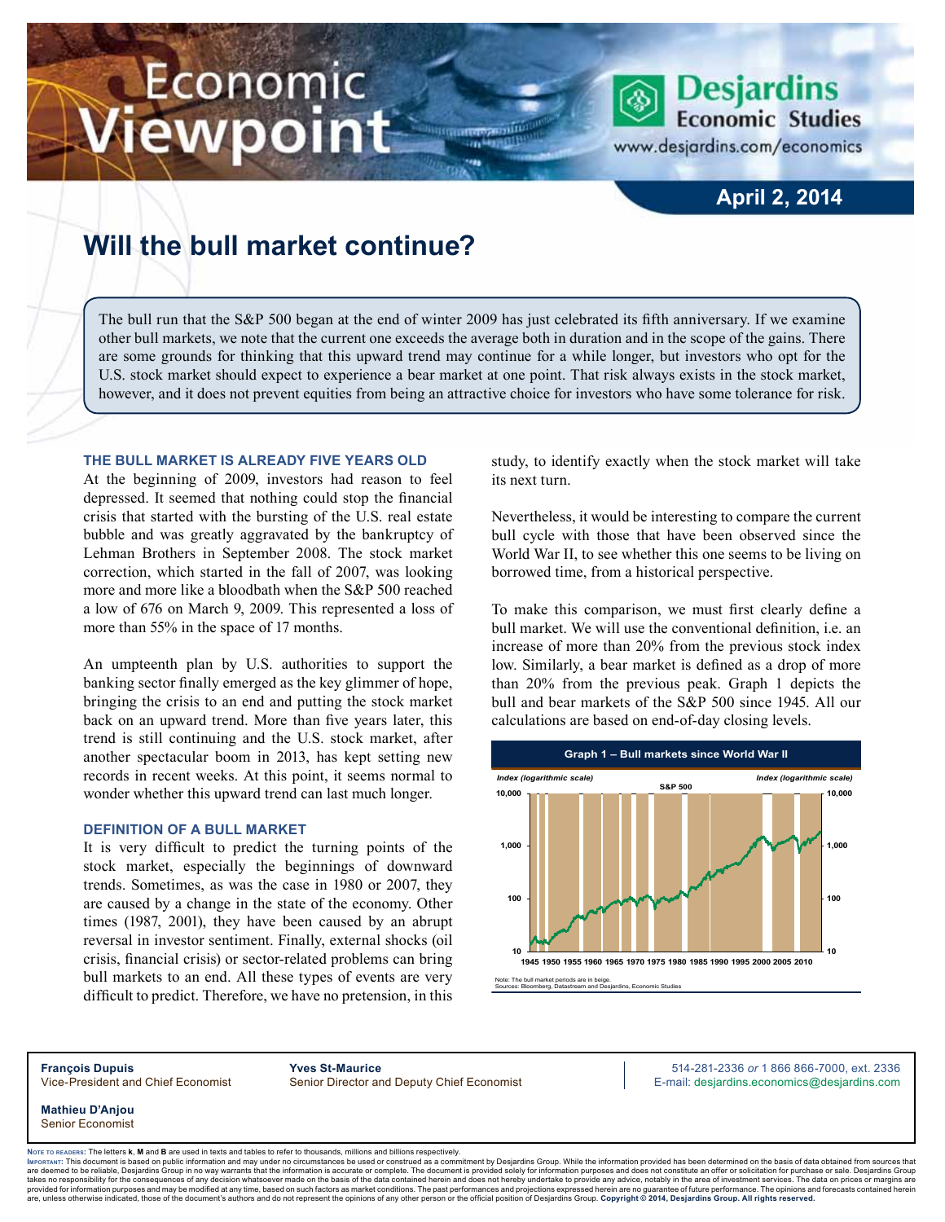# Economic Viewpoint

**Desjardins Economic Studies**
www.desjardins.com/economics

**April 2, 2014**

## Will the bull market continue?

The bull run that the S&P 500 began at the end of winter 2009 has just celebrated its fifth anniversary. If we examine other bull markets, we note that the current one exceeds the average both in duration and in the scope of the gains. There are some grounds for thinking that this upward trend may continue for a while longer, but investors who opt for the U.S. stock market should expect to experience a bear market at one point. That risk always exists in the stock market, however, and it does not prevent equities from being an attractive choice for investors who have some tolerance for risk.

### THE BULL MARKET IS ALREADY FIVE YEARS OLD

At the beginning of 2009, investors had reason to feel depressed. It seemed that nothing could stop the financial crisis that started with the bursting of the U.S. real estate bubble and was greatly aggravated by the bankruptcy of Lehman Brothers in September 2008. The stock market correction, which started in the fall of 2007, was looking more and more like a bloodbath when the S&P 500 reached a low of 676 on March 9, 2009. This represented a loss of more than 55% in the space of 17 months.

An umpteenth plan by U.S. authorities to support the banking sector finally emerged as the key glimmer of hope, bringing the crisis to an end and putting the stock market back on an upward trend. More than five years later, this trend is still continuing and the U.S. stock market, after another spectacular boom in 2013, has kept setting new records in recent weeks. At this point, it seems normal to wonder whether this upward trend can last much longer.

### DEFINITION OF A BULL MARKET

It is very difficult to predict the turning points of the stock market, especially the beginnings of downward trends. Sometimes, as was the case in 1980 or 2007, they are caused by a change in the state of the economy. Other times (1987, 2001), they have been caused by an abrupt reversal in investor sentiment. Finally, external shocks (oil crisis, financial crisis) or sector-related problems can bring bull markets to an end. All these types of events are very difficult to predict. Therefore, we have no pretension, in this study, to identify exactly when the stock market will take its next turn.

Nevertheless, it would be interesting to compare the current bull cycle with those that have been observed since the World War II, to see whether this one seems to be living on borrowed time, from a historical perspective.

To make this comparison, we must first clearly define a bull market. We will use the conventional definition, i.e. an increase of more than 20% from the previous stock index low. Similarly, a bear market is defined as a drop of more than 20% from the previous peak. Graph 1 depicts the bull and bear markets of the S&P 500 since 1945. All our calculations are based on end-of-day closing levels.

**Graph 1 – Bull markets since World War II**

Note: The bull market periods are in beige.
Sources: Bloomberg, Datastream and Desjardins, Economic Studies

**François Dupuis**
Vice-President and Chief Economist

**Yves St-Maurice**
Senior Director and Deputy Chief Economist

**Mathieu D'Anjou**
Senior Economist

514-281-2336 *or* 1 866 866-7000, ext. 2336
E-mail: desjardins.economics@desjardins.com

Note to readers: The letters **k**, **M** and **B** are used in texts and tables to refer to thousands, millions and billions respectively.

Important: This document is based on public information and may under no circumstances be used or construed as a commitment by Desjardins Group. While the information provided has been determined on the basis of data obtained from sources that are deemed to be reliable, Desjardins Group in no way warrants that the information is accurate or complete. The document is provided solely for information purposes and does not constitute an offer or solicitation for purchase or sale. Desjardins Group takes no responsibility for the consequences of any decision whatsoever made on the basis of the data contained herein and does not hereby undertake to provide any advice, notably in the area of investment services. The data on prices or margins are provided for information purposes and may be modified at any time, based on such factors as market conditions. The past performances and projections expressed herein are no guarantee of future performance. The opinions and forecasts contained herein are, unless otherwise indicated, those of the document's authors and do not represent the opinions of any other person or the official position of Desjardins Group. **Copyright © 2014, Desjardins Group. All rights reserved.**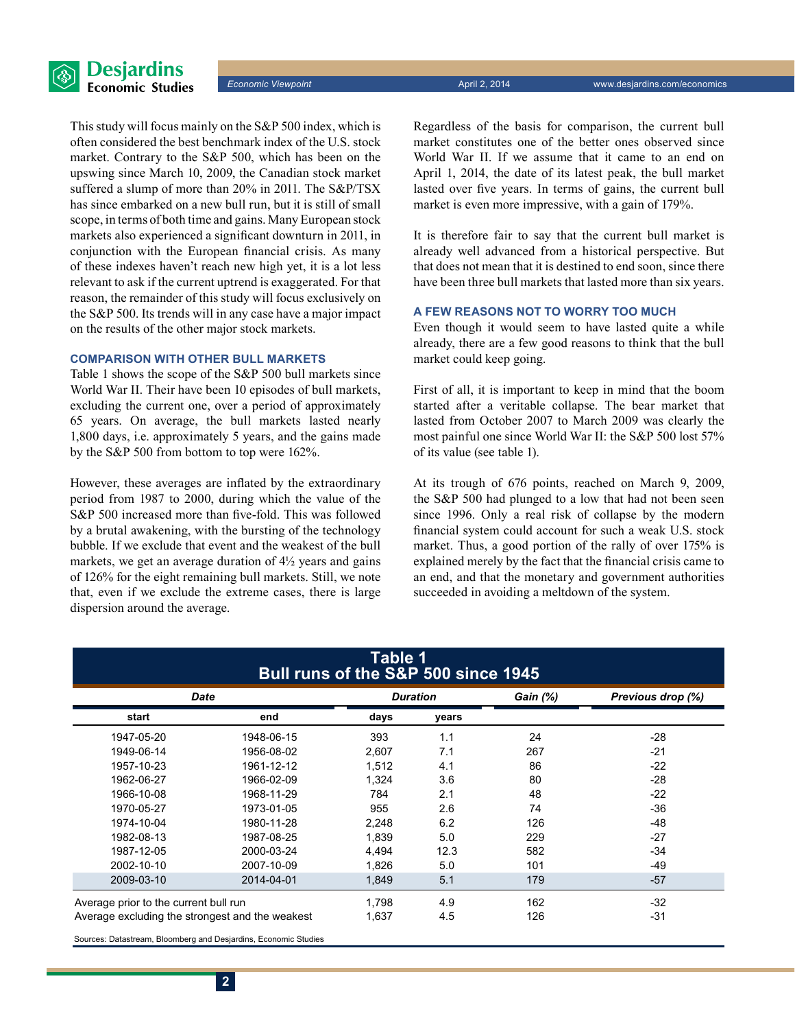This study will focus mainly on the S&P 500 index, which is often considered the best benchmark index of the U.S. stock market. Contrary to the S&P 500, which has been on the upswing since March 10, 2009, the Canadian stock market suffered a slump of more than 20% in 2011. The S&P/TSX has since embarked on a new bull run, but it is still of small scope, in terms of both time and gains. Many European stock markets also experienced a significant downturn in 2011, in conjunction with the European financial crisis. As many of these indexes haven't reach new high yet, it is a lot less relevant to ask if the current uptrend is exaggerated. For that reason, the remainder of this study will focus exclusively on the S&P 500. Its trends will in any case have a major impact on the results of the other major stock markets.

### COMPARISON WITH OTHER BULL MARKETS

Table 1 shows the scope of the S&P 500 bull markets since World War II. Their have been 10 episodes of bull markets, excluding the current one, over a period of approximately 65 years. On average, the bull markets lasted nearly 1,800 days, i.e. approximately 5 years, and the gains made by the S&P 500 from bottom to top were 162%.

However, these averages are inflated by the extraordinary period from 1987 to 2000, during which the value of the S&P 500 increased more than five-fold. This was followed by a brutal awakening, with the bursting of the technology bubble. If we exclude that event and the weakest of the bull markets, we get an average duration of 4½ years and gains of 126% for the eight remaining bull markets. Still, we note that, even if we exclude the extreme cases, there is large dispersion around the average.

Regardless of the basis for comparison, the current bull market constitutes one of the better ones observed since World War II. If we assume that it came to an end on April 1, 2014, the date of its latest peak, the bull market lasted over five years. In terms of gains, the current bull market is even more impressive, with a gain of 179%.

It is therefore fair to say that the current bull market is already well advanced from a historical perspective. But that does not mean that it is destined to end soon, since there have been three bull markets that lasted more than six years.

### A FEW REASONS NOT TO WORRY TOO MUCH

Even though it would seem to have lasted quite a while already, there are a few good reasons to think that the bull market could keep going.

First of all, it is important to keep in mind that the boom started after a veritable collapse. The bear market that lasted from October 2007 to March 2009 was clearly the most painful one since World War II: the S&P 500 lost 57% of its value (see table 1).

At its trough of 676 points, reached on March 9, 2009, the S&P 500 had plunged to a low that had not been seen since 1996. Only a real risk of collapse by the modern financial system could account for such a weak U.S. stock market. Thus, a good portion of the rally of over 175% is explained merely by the fact that the financial crisis came to an end, and that the monetary and government authorities succeeded in avoiding a meltdown of the system.

**Table 1**
**Bull runs of the S&P 500 since 1945**

| *Date* | | *Duration* | | *Gain (%)* | *Previous drop (%)* |
|---|---|---|---|---|---|
| **start** | **end** | **days** | **years** | | |
| 1947-05-20 | 1948-06-15 | 393 | 1.1 | 24 | -28 |
| 1949-06-14 | 1956-08-02 | 2,607 | 7.1 | 267 | -21 |
| 1957-10-23 | 1961-12-12 | 1,512 | 4.1 | 86 | -22 |
| 1962-06-27 | 1966-02-09 | 1,324 | 3.6 | 80 | -28 |
| 1966-10-08 | 1968-11-29 | 784 | 2.1 | 48 | -22 |
| 1970-05-27 | 1973-01-05 | 955 | 2.6 | 74 | -36 |
| 1974-10-04 | 1980-11-28 | 2,248 | 6.2 | 126 | -48 |
| 1982-08-13 | 1987-08-25 | 1,839 | 5.0 | 229 | -27 |
| 1987-12-05 | 2000-03-24 | 4,494 | 12.3 | 582 | -34 |
| 2002-10-10 | 2007-10-09 | 1,826 | 5.0 | 101 | -49 |
| 2009-03-10 | 2014-04-01 | 1,849 | 5.1 | 179 | -57 |
| Average prior to the current bull run | | 1,798 | 4.9 | 162 | -32 |
| Average excluding the strongest and the weakest | | 1,637 | 4.5 | 126 | -31 |

Sources: Datastream, Bloomberg and Desjardins, Economic Studies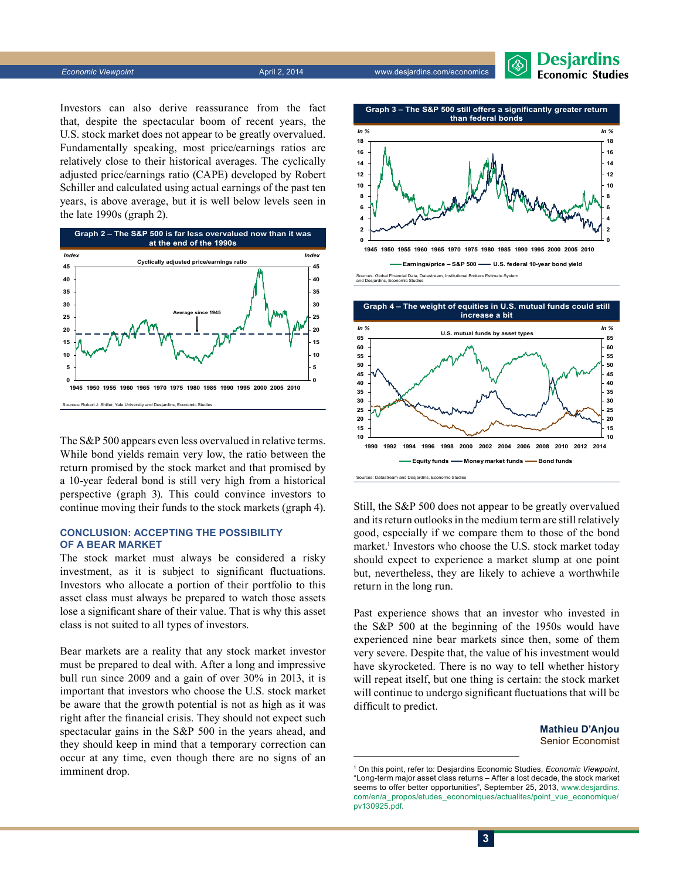Investors can also derive reassurance from the fact that, despite the spectacular boom of recent years, the U.S. stock market does not appear to be greatly overvalued. Fundamentally speaking, most price/earnings ratios are relatively close to their historical averages. The cyclically adjusted price/earnings ratio (CAPE) developed by Robert Schiller and calculated using actual earnings of the past ten years, is above average, but it is well below levels seen in the late 1990s (graph 2).

**Graph 2 – The S&P 500 is far less overvalued now than it was at the end of the 1990s**

Index
Cyclically adjusted price/earnings ratio
Index
Average since 1945
0, 5, 10, 15, 20, 25, 30, 35, 40, 45
1945 1950 1955 1960 1965 1970 1975 1980 1985 1990 1995 2000 2005 2010

Sources: Robert J. Shiller, Yale University and Desjardins, Economic Studies

The S&P 500 appears even less overvalued in relative terms. While bond yields remain very low, the ratio between the return promised by the stock market and that promised by a 10-year federal bond is still very high from a historical perspective (graph 3). This could convince investors to continue moving their funds to the stock markets (graph 4).

**Graph 3 – The S&P 500 still offers a significantly greater return than federal bonds**

In %
In %
0, 2, 4, 6, 8, 10, 12, 14, 16, 18
1945 1950 1955 1960 1965 1970 1975 1980 1985 1990 1995 2000 2005 2010
Earnings/price – S&P 500
U.S. federal 10-year bond yield

Sources: Global Financial Data, Datastream, Institutional Brokers Estimate System and Desjardins, Economic Studies

**Graph 4 – The weight of equities in U.S. mutual funds could still increase a bit**

In %
U.S. mutual funds by asset types
In %
10, 15, 20, 25, 30, 35, 40, 45, 50, 55, 60, 65
1990 1992 1994 1996 1998 2000 2002 2004 2006 2008 2010 2012 2014
Equity funds
Money market funds
Bond funds

Sources: Datastream and Desjardins, Economic Studies

## CONCLUSION: ACCEPTING THE POSSIBILITY OF A BEAR MARKET

The stock market must always be considered a risky investment, as it is subject to significant fluctuations. Investors who allocate a portion of their portfolio to this asset class must always be prepared to watch those assets lose a significant share of their value. That is why this asset class is not suited to all types of investors.

Bear markets are a reality that any stock market investor must be prepared to deal with. After a long and impressive bull run since 2009 and a gain of over 30% in 2013, it is important that investors who choose the U.S. stock market be aware that the growth potential is not as high as it was right after the financial crisis. They should not expect such spectacular gains in the S&P 500 in the years ahead, and they should keep in mind that a temporary correction can occur at any time, even though there are no signs of an imminent drop.

Still, the S&P 500 does not appear to be greatly overvalued and its return outlooks in the medium term are still relatively good, especially if we compare them to those of the bond market.[1] Investors who choose the U.S. stock market today should expect to experience a market slump at one point but, nevertheless, they are likely to achieve a worthwhile return in the long run.

Past experience shows that an investor who invested in the S&P 500 at the beginning of the 1950s would have experienced nine bear markets since then, some of them very severe. Despite that, the value of his investment would have skyrocketed. There is no way to tell whether history will repeat itself, but one thing is certain: the stock market will continue to undergo significant fluctuations that will be difficult to predict.

**Mathieu D'Anjou**
Senior Economist

---

[1] On this point, refer to: Desjardins Economic Studies, *Economic Viewpoint*, "Long-term major asset class returns – After a lost decade, the stock market seems to offer better opportunities", September 25, 2013, www.desjardins.com/en/a_propos/etudes_economiques/actualites/point_vue_economique/pv130925.pdf.